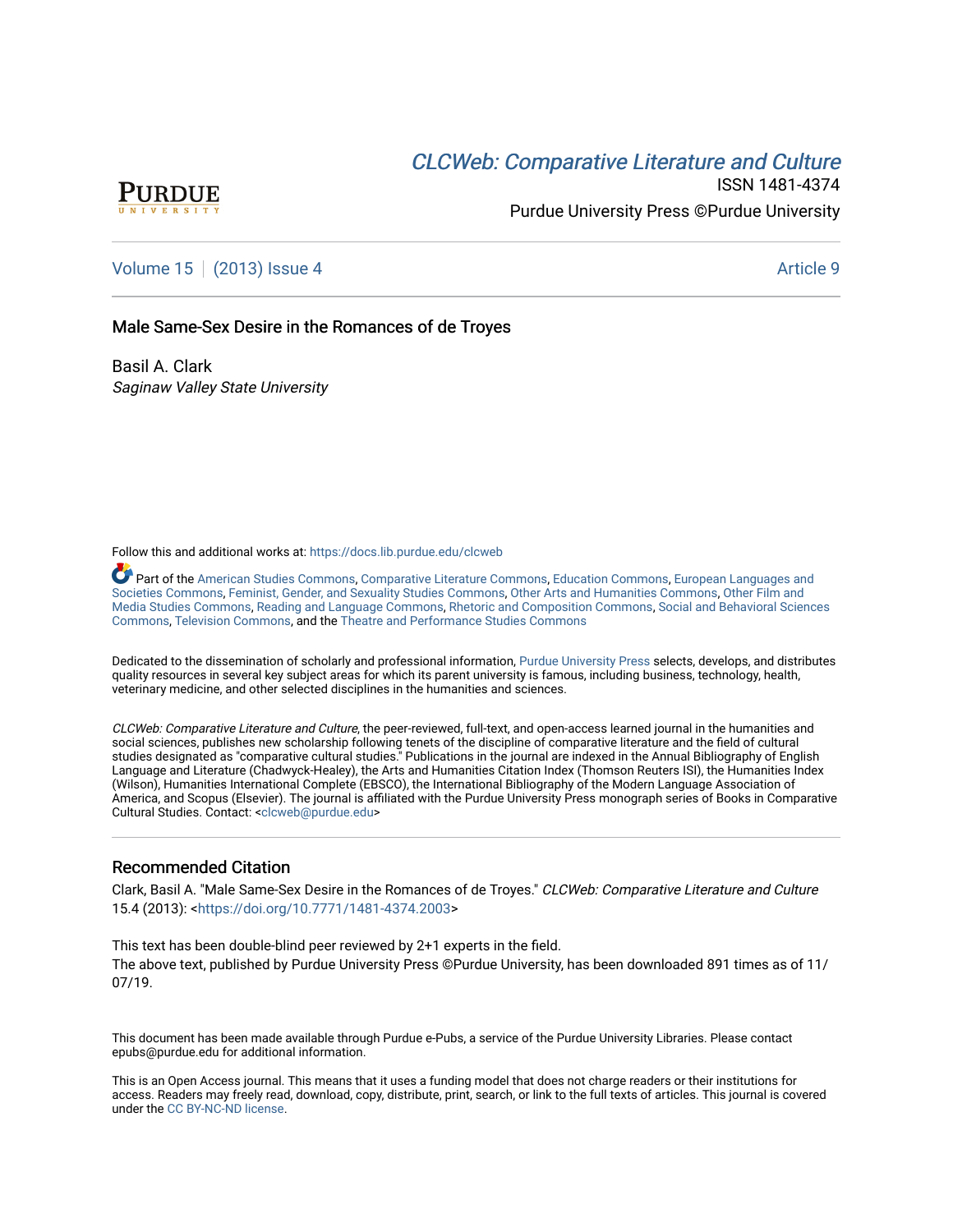CLCWeb: Comparative Literature and Culture

ISSN 1481-4374

Purdue University Press ©Purdue University

Volume 15 | (2013) Issue 4 Article 9

## Male Same-Sex Desire in the Romances of de Troyes

Basil A. Clark

*Saginaw Valley State University*

Follow this and additional works at: https://docs.lib.purdue.edu/clcweb

Part of the American Studies Commons, Comparative Literature Commons, Education Commons, European Languages and Societies Commons, Feminist, Gender, and Sexuality Studies Commons, Other Arts and Humanities Commons, Other Film and Media Studies Commons, Reading and Language Commons, Rhetoric and Composition Commons, Social and Behavioral Sciences Commons, Television Commons, and the Theatre and Performance Studies Commons

Dedicated to the dissemination of scholarly and professional information, Purdue University Press selects, develops, and distributes quality resources in several key subject areas for which its parent university is famous, including business, technology, health, veterinary medicine, and other selected disciplines in the humanities and sciences.

*CLCWeb: Comparative Literature and Culture*, the peer-reviewed, full-text, and open-access learned journal in the humanities and social sciences, publishes new scholarship following tenets of the discipline of comparative literature and the field of cultural studies designated as "comparative cultural studies." Publications in the journal are indexed in the Annual Bibliography of English Language and Literature (Chadwyck-Healey), the Arts and Humanities Citation Index (Thomson Reuters ISI), the Humanities Index (Wilson), Humanities International Complete (EBSCO), the International Bibliography of the Modern Language Association of America, and Scopus (Elsevier). The journal is affiliated with the Purdue University Press monograph series of Books in Comparative Cultural Studies. Contact: <clcweb@purdue.edu>

## Recommended Citation

Clark, Basil A. "Male Same-Sex Desire in the Romances of de Troyes." *CLCWeb: Comparative Literature and Culture* 15.4 (2013): <https://doi.org/10.7771/1481-4374.2003>

This text has been double-blind peer reviewed by 2+1 experts in the field.
The above text, published by Purdue University Press ©Purdue University, has been downloaded 891 times as of 11/07/19.

This document has been made available through Purdue e-Pubs, a service of the Purdue University Libraries. Please contact epubs@purdue.edu for additional information.

This is an Open Access journal. This means that it uses a funding model that does not charge readers or their institutions for access. Readers may freely read, download, copy, distribute, print, search, or link to the full texts of articles. This journal is covered under the CC BY-NC-ND license.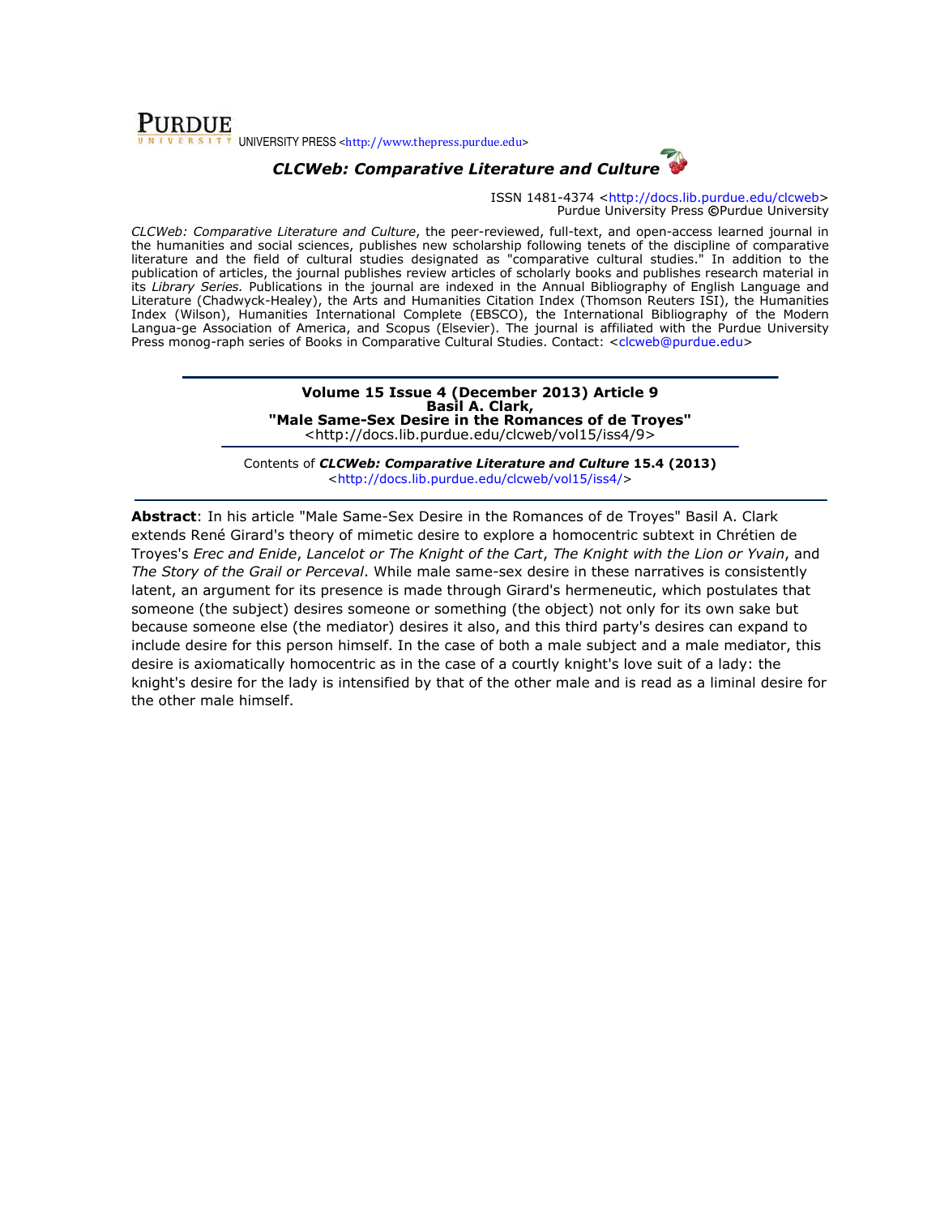PURDUE UNIVERSITY PRESS <http://www.thepress.purdue.edu>

***CLCWeb: Comparative Literature and Culture***

ISSN 1481-4374 <http://docs.lib.purdue.edu/clcweb>
Purdue University Press ©Purdue University

*CLCWeb: Comparative Literature and Culture*, the peer-reviewed, full-text, and open-access learned journal in the humanities and social sciences, publishes new scholarship following tenets of the discipline of comparative literature and the field of cultural studies designated as "comparative cultural studies." In addition to the publication of articles, the journal publishes review articles of scholarly books and publishes research material in its *Library Series.* Publications in the journal are indexed in the Annual Bibliography of English Language and Literature (Chadwyck-Healey), the Arts and Humanities Citation Index (Thomson Reuters ISI), the Humanities Index (Wilson), Humanities International Complete (EBSCO), the International Bibliography of the Modern Langua-ge Association of America, and Scopus (Elsevier). The journal is affiliated with the Purdue University Press monog-raph series of Books in Comparative Cultural Studies. Contact: <clcweb@purdue.edu>

---

**Volume 15 Issue 4 (December 2013) Article 9**
**Basil A. Clark,**
**"Male Same-Sex Desire in the Romances of de Troyes"**
<http://docs.lib.purdue.edu/clcweb/vol15/iss4/9>

Contents of ***CLCWeb: Comparative Literature and Culture*** **15.4 (2013)**
<http://docs.lib.purdue.edu/clcweb/vol15/iss4/>

---

**Abstract**: In his article "Male Same-Sex Desire in the Romances of de Troyes" Basil A. Clark extends René Girard's theory of mimetic desire to explore a homocentric subtext in Chrétien de Troyes's *Erec and Enide*, *Lancelot or The Knight of the Cart*, *The Knight with the Lion or Yvain*, and *The Story of the Grail or Perceval*. While male same-sex desire in these narratives is consistently latent, an argument for its presence is made through Girard's hermeneutic, which postulates that someone (the subject) desires someone or something (the object) not only for its own sake but because someone else (the mediator) desires it also, and this third party's desires can expand to include desire for this person himself. In the case of both a male subject and a male mediator, this desire is axiomatically homocentric as in the case of a courtly knight's love suit of a lady: the knight's desire for the lady is intensified by that of the other male and is read as a liminal desire for the other male himself.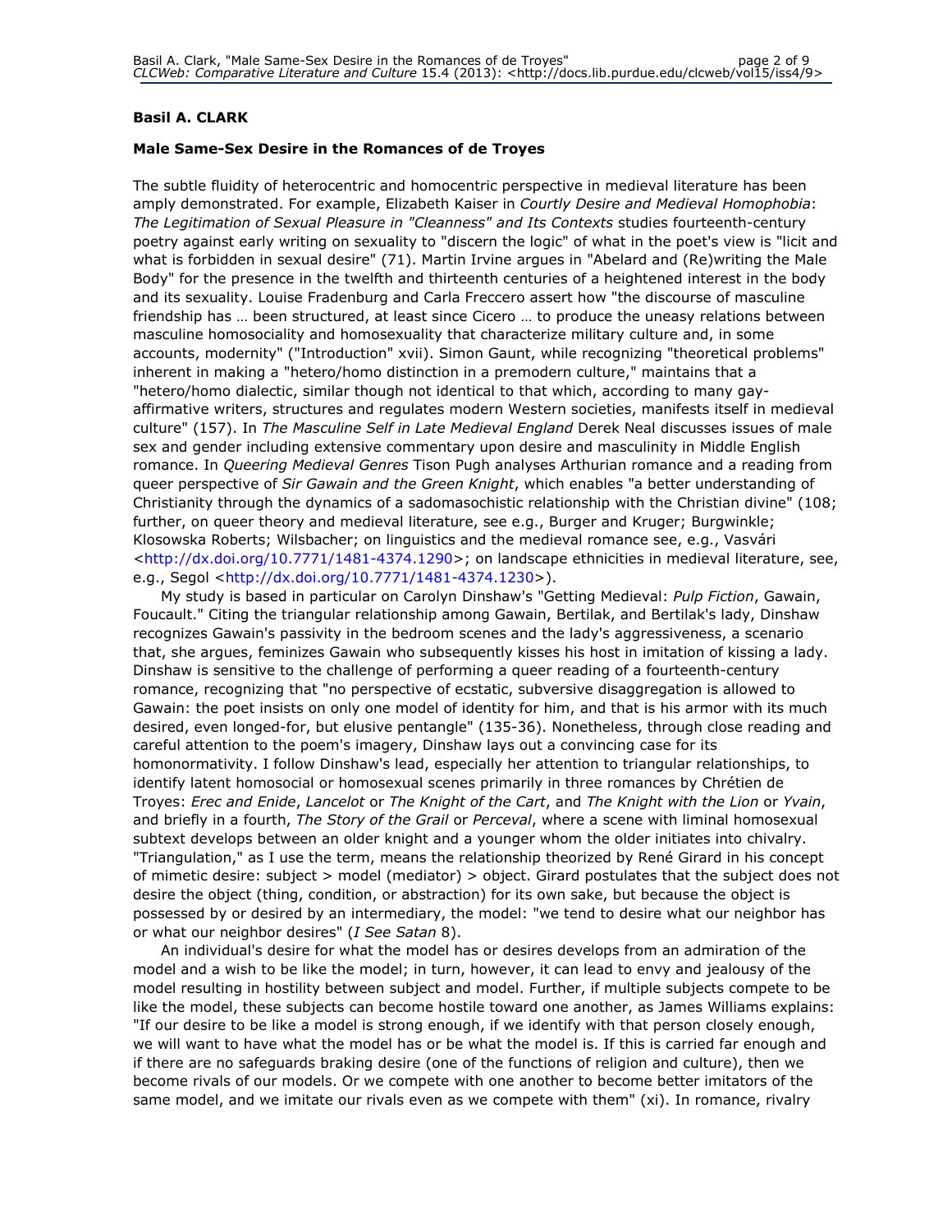**Basil A. CLARK**

**Male Same-Sex Desire in the Romances of de Troyes**

The subtle fluidity of heterocentric and homocentric perspective in medieval literature has been amply demonstrated. For example, Elizabeth Kaiser in *Courtly Desire and Medieval Homophobia*: *The Legitimation of Sexual Pleasure in "Cleanness" and Its Contexts* studies fourteenth-century poetry against early writing on sexuality to "discern the logic" of what in the poet's view is "licit and what is forbidden in sexual desire" (71). Martin Irvine argues in "Abelard and (Re)writing the Male Body" for the presence in the twelfth and thirteenth centuries of a heightened interest in the body and its sexuality. Louise Fradenburg and Carla Freccero assert how "the discourse of masculine friendship has … been structured, at least since Cicero … to produce the uneasy relations between masculine homosociality and homosexuality that characterize military culture and, in some accounts, modernity" ("Introduction" xvii). Simon Gaunt, while recognizing "theoretical problems" inherent in making a "hetero/homo distinction in a premodern culture," maintains that a "hetero/homo dialectic, similar though not identical to that which, according to many gay-affirmative writers, structures and regulates modern Western societies, manifests itself in medieval culture" (157). In *The Masculine Self in Late Medieval England* Derek Neal discusses issues of male sex and gender including extensive commentary upon desire and masculinity in Middle English romance. In *Queering Medieval Genres* Tison Pugh analyses Arthurian romance and a reading from queer perspective of *Sir Gawain and the Green Knight*, which enables "a better understanding of Christianity through the dynamics of a sadomasochistic relationship with the Christian divine" (108; further, on queer theory and medieval literature, see e.g., Burger and Kruger; Burgwinkle; Klosowska Roberts; Wilsbacher; on linguistics and the medieval romance see, e.g., Vasvári <http://dx.doi.org/10.7771/1481-4374.1290>; on landscape ethnicities in medieval literature, see, e.g., Segol <http://dx.doi.org/10.7771/1481-4374.1230>).

My study is based in particular on Carolyn Dinshaw's "Getting Medieval: *Pulp Fiction*, Gawain, Foucault." Citing the triangular relationship among Gawain, Bertilak, and Bertilak's lady, Dinshaw recognizes Gawain's passivity in the bedroom scenes and the lady's aggressiveness, a scenario that, she argues, feminizes Gawain who subsequently kisses his host in imitation of kissing a lady. Dinshaw is sensitive to the challenge of performing a queer reading of a fourteenth-century romance, recognizing that "no perspective of ecstatic, subversive disaggregation is allowed to Gawain: the poet insists on only one model of identity for him, and that is his armor with its much desired, even longed-for, but elusive pentangle" (135-36). Nonetheless, through close reading and careful attention to the poem's imagery, Dinshaw lays out a convincing case for its homonormativity. I follow Dinshaw's lead, especially her attention to triangular relationships, to identify latent homosocial or homosexual scenes primarily in three romances by Chrétien de Troyes: *Erec and Enide*, *Lancelot* or *The Knight of the Cart*, and *The Knight with the Lion* or *Yvain*, and briefly in a fourth, *The Story of the Grail* or *Perceval*, where a scene with liminal homosexual subtext develops between an older knight and a younger whom the older initiates into chivalry. "Triangulation," as I use the term, means the relationship theorized by René Girard in his concept of mimetic desire: subject > model (mediator) > object. Girard postulates that the subject does not desire the object (thing, condition, or abstraction) for its own sake, but because the object is possessed by or desired by an intermediary, the model: "we tend to desire what our neighbor has or what our neighbor desires" (*I See Satan* 8).

An individual's desire for what the model has or desires develops from an admiration of the model and a wish to be like the model; in turn, however, it can lead to envy and jealousy of the model resulting in hostility between subject and model. Further, if multiple subjects compete to be like the model, these subjects can become hostile toward one another, as James Williams explains: "If our desire to be like a model is strong enough, if we identify with that person closely enough, we will want to have what the model has or be what the model is. If this is carried far enough and if there are no safeguards braking desire (one of the functions of religion and culture), then we become rivals of our models. Or we compete with one another to become better imitators of the same model, and we imitate our rivals even as we compete with them" (xi). In romance, rivalry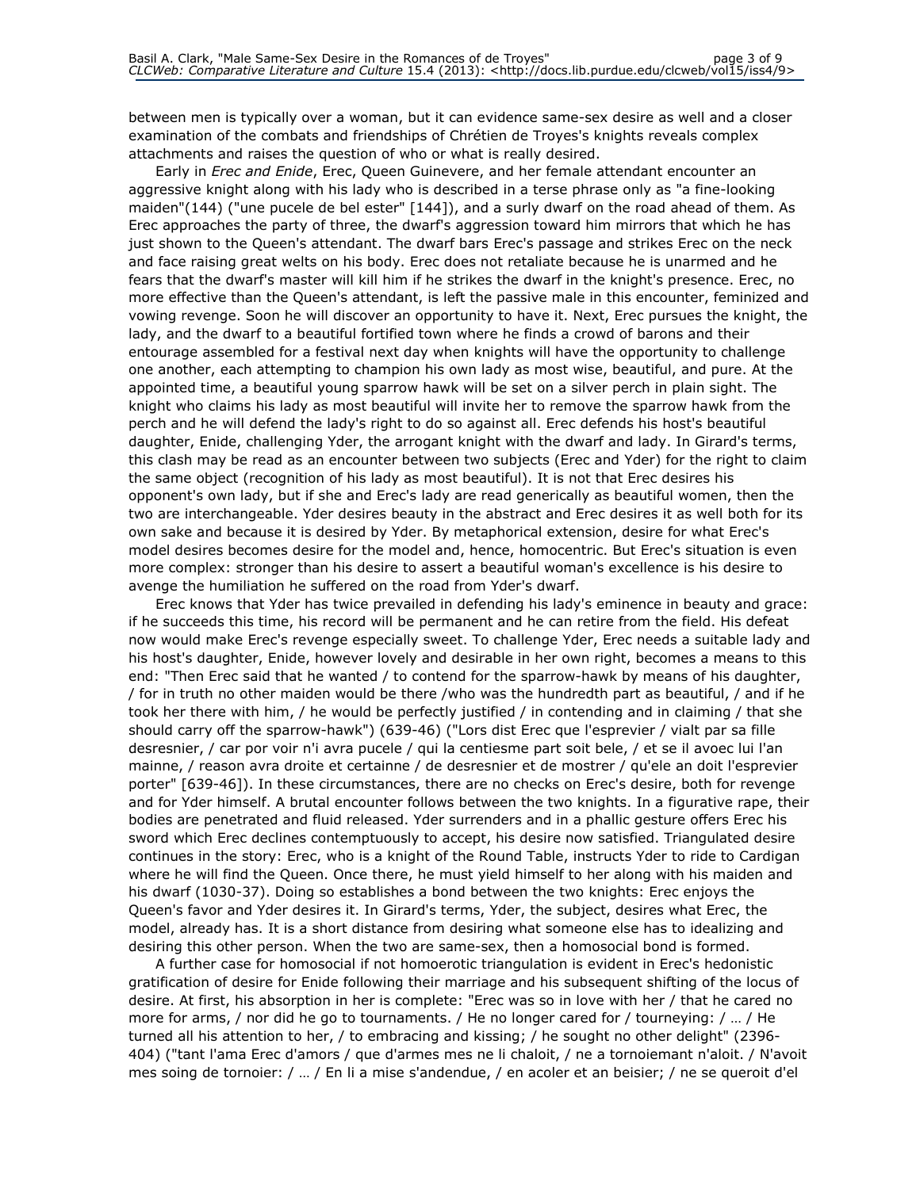between men is typically over a woman, but it can evidence same-sex desire as well and a closer examination of the combats and friendships of Chrétien de Troyes's knights reveals complex attachments and raises the question of who or what is really desired.

Early in *Erec and Enide*, Erec, Queen Guinevere, and her female attendant encounter an aggressive knight along with his lady who is described in a terse phrase only as "a fine-looking maiden"(144) ("une pucele de bel ester" [144]), and a surly dwarf on the road ahead of them. As Erec approaches the party of three, the dwarf's aggression toward him mirrors that which he has just shown to the Queen's attendant. The dwarf bars Erec's passage and strikes Erec on the neck and face raising great welts on his body. Erec does not retaliate because he is unarmed and he fears that the dwarf's master will kill him if he strikes the dwarf in the knight's presence. Erec, no more effective than the Queen's attendant, is left the passive male in this encounter, feminized and vowing revenge. Soon he will discover an opportunity to have it. Next, Erec pursues the knight, the lady, and the dwarf to a beautiful fortified town where he finds a crowd of barons and their entourage assembled for a festival next day when knights will have the opportunity to challenge one another, each attempting to champion his own lady as most wise, beautiful, and pure. At the appointed time, a beautiful young sparrow hawk will be set on a silver perch in plain sight. The knight who claims his lady as most beautiful will invite her to remove the sparrow hawk from the perch and he will defend the lady's right to do so against all. Erec defends his host's beautiful daughter, Enide, challenging Yder, the arrogant knight with the dwarf and lady. In Girard's terms, this clash may be read as an encounter between two subjects (Erec and Yder) for the right to claim the same object (recognition of his lady as most beautiful). It is not that Erec desires his opponent's own lady, but if she and Erec's lady are read generically as beautiful women, then the two are interchangeable. Yder desires beauty in the abstract and Erec desires it as well both for its own sake and because it is desired by Yder. By metaphorical extension, desire for what Erec's model desires becomes desire for the model and, hence, homocentric. But Erec's situation is even more complex: stronger than his desire to assert a beautiful woman's excellence is his desire to avenge the humiliation he suffered on the road from Yder's dwarf.

Erec knows that Yder has twice prevailed in defending his lady's eminence in beauty and grace: if he succeeds this time, his record will be permanent and he can retire from the field. His defeat now would make Erec's revenge especially sweet. To challenge Yder, Erec needs a suitable lady and his host's daughter, Enide, however lovely and desirable in her own right, becomes a means to this end: "Then Erec said that he wanted / to contend for the sparrow-hawk by means of his daughter, / for in truth no other maiden would be there /who was the hundredth part as beautiful, / and if he took her there with him, / he would be perfectly justified / in contending and in claiming / that she should carry off the sparrow-hawk") (639-46) ("Lors dist Erec que l'esprevier / vialt par sa fille desresnier, / car por voir n'i avra pucele / qui la centiesme part soit bele, / et se il avoec lui l'an mainne, / reason avra droite et certainne / de desresnier et de mostrer / qu'ele an doit l'esprevier porter" [639-46]). In these circumstances, there are no checks on Erec's desire, both for revenge and for Yder himself. A brutal encounter follows between the two knights. In a figurative rape, their bodies are penetrated and fluid released. Yder surrenders and in a phallic gesture offers Erec his sword which Erec declines contemptuously to accept, his desire now satisfied. Triangulated desire continues in the story: Erec, who is a knight of the Round Table, instructs Yder to ride to Cardigan where he will find the Queen. Once there, he must yield himself to her along with his maiden and his dwarf (1030-37). Doing so establishes a bond between the two knights: Erec enjoys the Queen's favor and Yder desires it. In Girard's terms, Yder, the subject, desires what Erec, the model, already has. It is a short distance from desiring what someone else has to idealizing and desiring this other person. When the two are same-sex, then a homosocial bond is formed.

A further case for homosocial if not homoerotic triangulation is evident in Erec's hedonistic gratification of desire for Enide following their marriage and his subsequent shifting of the locus of desire. At first, his absorption in her is complete: "Erec was so in love with her / that he cared no more for arms, / nor did he go to tournaments. / He no longer cared for / tourneying: / … / He turned all his attention to her, / to embracing and kissing; / he sought no other delight" (2396-404) ("tant l'ama Erec d'amors / que d'armes mes ne li chaloit, / ne a tornoiemant n'aloit. / N'avoit mes soing de tornoier: / … / En li a mise s'andendue, / en acoler et an beisier; / ne se queroit d'el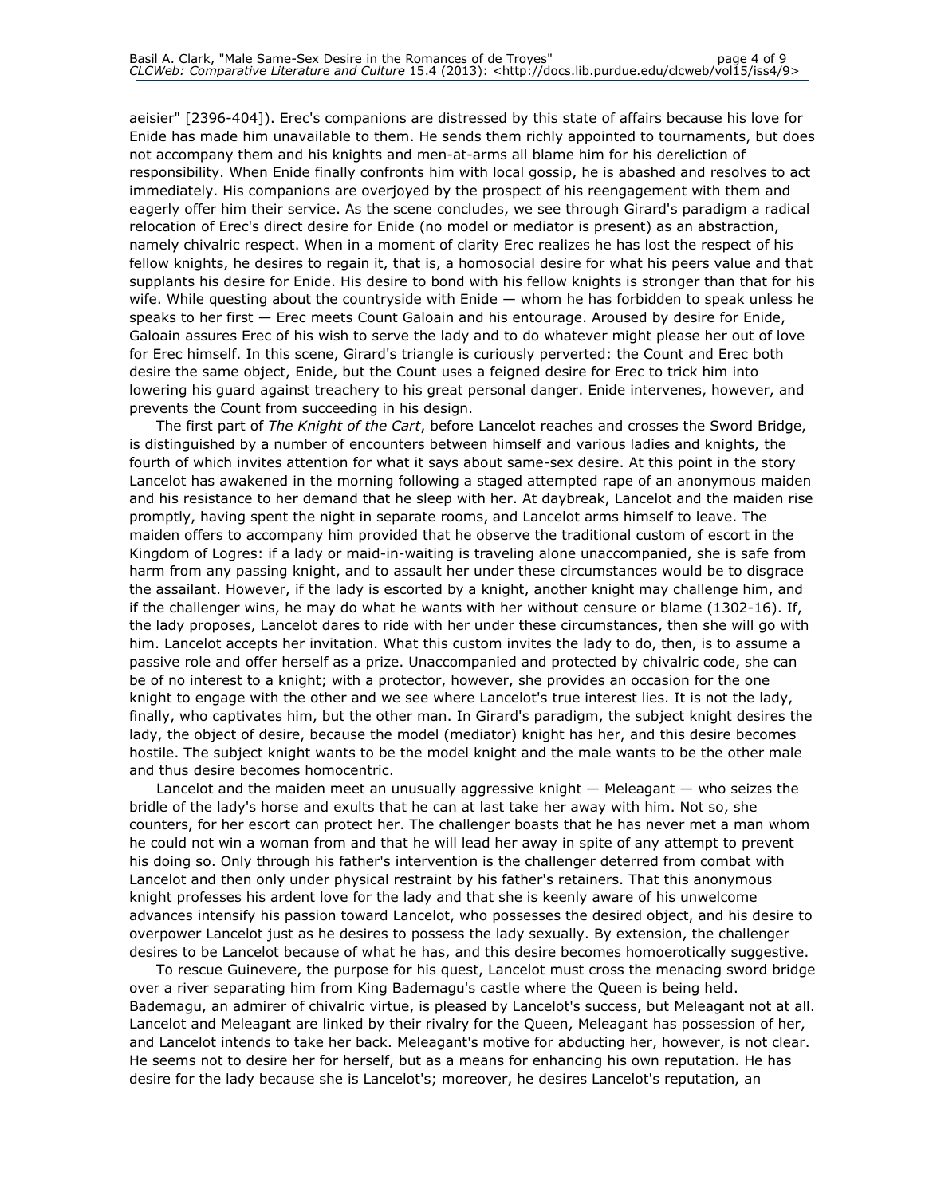aeisier" [2396-404]). Erec's companions are distressed by this state of affairs because his love for Enide has made him unavailable to them. He sends them richly appointed to tournaments, but does not accompany them and his knights and men-at-arms all blame him for his dereliction of responsibility. When Enide finally confronts him with local gossip, he is abashed and resolves to act immediately. His companions are overjoyed by the prospect of his reengagement with them and eagerly offer him their service. As the scene concludes, we see through Girard's paradigm a radical relocation of Erec's direct desire for Enide (no model or mediator is present) as an abstraction, namely chivalric respect. When in a moment of clarity Erec realizes he has lost the respect of his fellow knights, he desires to regain it, that is, a homosocial desire for what his peers value and that supplants his desire for Enide. His desire to bond with his fellow knights is stronger than that for his wife. While questing about the countryside with Enide — whom he has forbidden to speak unless he speaks to her first — Erec meets Count Galoain and his entourage. Aroused by desire for Enide, Galoain assures Erec of his wish to serve the lady and to do whatever might please her out of love for Erec himself. In this scene, Girard's triangle is curiously perverted: the Count and Erec both desire the same object, Enide, but the Count uses a feigned desire for Erec to trick him into lowering his guard against treachery to his great personal danger. Enide intervenes, however, and prevents the Count from succeeding in his design.

The first part of *The Knight of the Cart*, before Lancelot reaches and crosses the Sword Bridge, is distinguished by a number of encounters between himself and various ladies and knights, the fourth of which invites attention for what it says about same-sex desire. At this point in the story Lancelot has awakened in the morning following a staged attempted rape of an anonymous maiden and his resistance to her demand that he sleep with her. At daybreak, Lancelot and the maiden rise promptly, having spent the night in separate rooms, and Lancelot arms himself to leave. The maiden offers to accompany him provided that he observe the traditional custom of escort in the Kingdom of Logres: if a lady or maid-in-waiting is traveling alone unaccompanied, she is safe from harm from any passing knight, and to assault her under these circumstances would be to disgrace the assailant. However, if the lady is escorted by a knight, another knight may challenge him, and if the challenger wins, he may do what he wants with her without censure or blame (1302-16). If, the lady proposes, Lancelot dares to ride with her under these circumstances, then she will go with him. Lancelot accepts her invitation. What this custom invites the lady to do, then, is to assume a passive role and offer herself as a prize. Unaccompanied and protected by chivalric code, she can be of no interest to a knight; with a protector, however, she provides an occasion for the one knight to engage with the other and we see where Lancelot's true interest lies. It is not the lady, finally, who captivates him, but the other man. In Girard's paradigm, the subject knight desires the lady, the object of desire, because the model (mediator) knight has her, and this desire becomes hostile. The subject knight wants to be the model knight and the male wants to be the other male and thus desire becomes homocentric.

Lancelot and the maiden meet an unusually aggressive knight — Meleagant — who seizes the bridle of the lady's horse and exults that he can at last take her away with him. Not so, she counters, for her escort can protect her. The challenger boasts that he has never met a man whom he could not win a woman from and that he will lead her away in spite of any attempt to prevent his doing so. Only through his father's intervention is the challenger deterred from combat with Lancelot and then only under physical restraint by his father's retainers. That this anonymous knight professes his ardent love for the lady and that she is keenly aware of his unwelcome advances intensify his passion toward Lancelot, who possesses the desired object, and his desire to overpower Lancelot just as he desires to possess the lady sexually. By extension, the challenger desires to be Lancelot because of what he has, and this desire becomes homoerotically suggestive.

To rescue Guinevere, the purpose for his quest, Lancelot must cross the menacing sword bridge over a river separating him from King Bademagu's castle where the Queen is being held. Bademagu, an admirer of chivalric virtue, is pleased by Lancelot's success, but Meleagant not at all. Lancelot and Meleagant are linked by their rivalry for the Queen, Meleagant has possession of her, and Lancelot intends to take her back. Meleagant's motive for abducting her, however, is not clear. He seems not to desire her for herself, but as a means for enhancing his own reputation. He has desire for the lady because she is Lancelot's; moreover, he desires Lancelot's reputation, an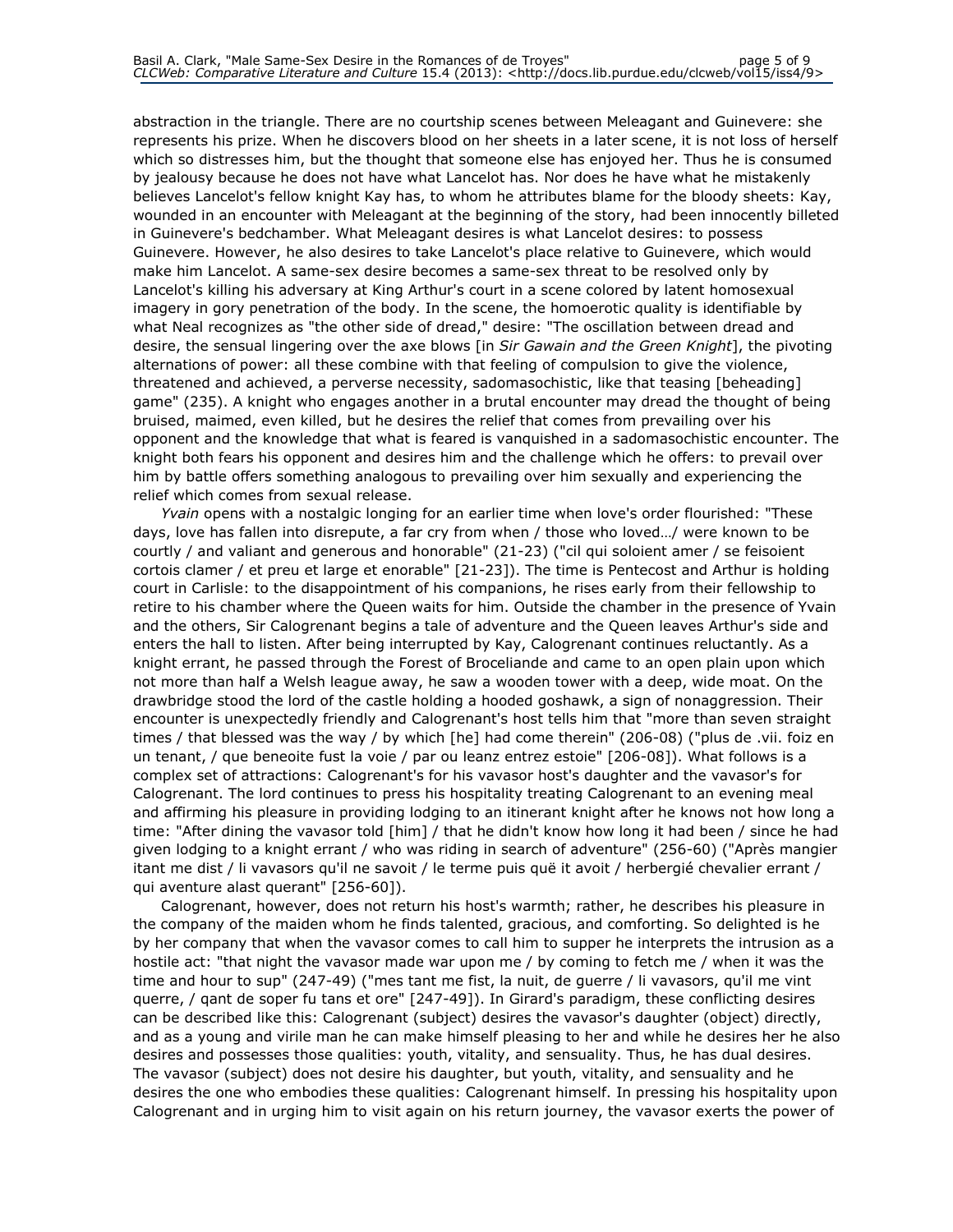abstraction in the triangle. There are no courtship scenes between Meleagant and Guinevere: she represents his prize. When he discovers blood on her sheets in a later scene, it is not loss of herself which so distresses him, but the thought that someone else has enjoyed her. Thus he is consumed by jealousy because he does not have what Lancelot has. Nor does he have what he mistakenly believes Lancelot's fellow knight Kay has, to whom he attributes blame for the bloody sheets: Kay, wounded in an encounter with Meleagant at the beginning of the story, had been innocently billeted in Guinevere's bedchamber. What Meleagant desires is what Lancelot desires: to possess Guinevere. However, he also desires to take Lancelot's place relative to Guinevere, which would make him Lancelot. A same-sex desire becomes a same-sex threat to be resolved only by Lancelot's killing his adversary at King Arthur's court in a scene colored by latent homosexual imagery in gory penetration of the body. In the scene, the homoerotic quality is identifiable by what Neal recognizes as "the other side of dread," desire: "The oscillation between dread and desire, the sensual lingering over the axe blows [in *Sir Gawain and the Green Knight*], the pivoting alternations of power: all these combine with that feeling of compulsion to give the violence, threatened and achieved, a perverse necessity, sadomasochistic, like that teasing [beheading] game" (235). A knight who engages another in a brutal encounter may dread the thought of being bruised, maimed, even killed, but he desires the relief that comes from prevailing over his opponent and the knowledge that what is feared is vanquished in a sadomasochistic encounter. The knight both fears his opponent and desires him and the challenge which he offers: to prevail over him by battle offers something analogous to prevailing over him sexually and experiencing the relief which comes from sexual release.

*Yvain* opens with a nostalgic longing for an earlier time when love's order flourished: "These days, love has fallen into disrepute, a far cry from when / those who loved…/ were known to be courtly / and valiant and generous and honorable" (21-23) ("cil qui soloient amer / se feisoient cortois clamer / et preu et large et enorable" [21-23]). The time is Pentecost and Arthur is holding court in Carlisle: to the disappointment of his companions, he rises early from their fellowship to retire to his chamber where the Queen waits for him. Outside the chamber in the presence of Yvain and the others, Sir Calogrenant begins a tale of adventure and the Queen leaves Arthur's side and enters the hall to listen. After being interrupted by Kay, Calogrenant continues reluctantly. As a knight errant, he passed through the Forest of Broceliande and came to an open plain upon which not more than half a Welsh league away, he saw a wooden tower with a deep, wide moat. On the drawbridge stood the lord of the castle holding a hooded goshawk, a sign of nonaggression. Their encounter is unexpectedly friendly and Calogrenant's host tells him that "more than seven straight times / that blessed was the way / by which [he] had come therein" (206-08) ("plus de .vii. foiz en un tenant, / que beneoite fust la voie / par ou leanz entrez estoie" [206-08]). What follows is a complex set of attractions: Calogrenant's for his vavasor host's daughter and the vavasor's for Calogrenant. The lord continues to press his hospitality treating Calogrenant to an evening meal and affirming his pleasure in providing lodging to an itinerant knight after he knows not how long a time: "After dining the vavasor told [him] / that he didn't know how long it had been / since he had given lodging to a knight errant / who was riding in search of adventure" (256-60) ("Après mangier itant me dist / li vavasors qu'il ne savoit / le terme puis quë it avoit / herbergié chevalier errant / qui aventure alast querant" [256-60]).

Calogrenant, however, does not return his host's warmth; rather, he describes his pleasure in the company of the maiden whom he finds talented, gracious, and comforting. So delighted is he by her company that when the vavasor comes to call him to supper he interprets the intrusion as a hostile act: "that night the vavasor made war upon me / by coming to fetch me / when it was the time and hour to sup" (247-49) ("mes tant me fist, la nuit, de guerre / li vavasors, qu'il me vint querre, / qant de soper fu tans et ore" [247-49]). In Girard's paradigm, these conflicting desires can be described like this: Calogrenant (subject) desires the vavasor's daughter (object) directly, and as a young and virile man he can make himself pleasing to her and while he desires her he also desires and possesses those qualities: youth, vitality, and sensuality. Thus, he has dual desires. The vavasor (subject) does not desire his daughter, but youth, vitality, and sensuality and he desires the one who embodies these qualities: Calogrenant himself. In pressing his hospitality upon Calogrenant and in urging him to visit again on his return journey, the vavasor exerts the power of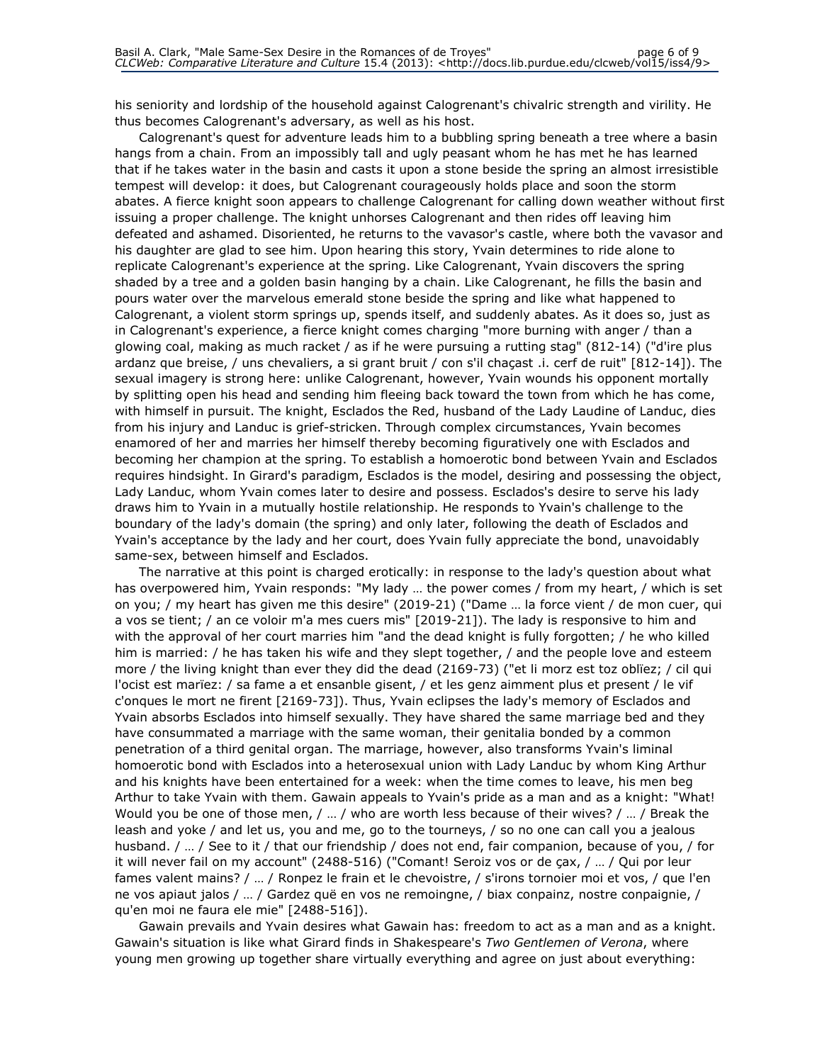his seniority and lordship of the household against Calogrenant's chivalric strength and virility. He thus becomes Calogrenant's adversary, as well as his host.

Calogrenant's quest for adventure leads him to a bubbling spring beneath a tree where a basin hangs from a chain. From an impossibly tall and ugly peasant whom he has met he has learned that if he takes water in the basin and casts it upon a stone beside the spring an almost irresistible tempest will develop: it does, but Calogrenant courageously holds place and soon the storm abates. A fierce knight soon appears to challenge Calogrenant for calling down weather without first issuing a proper challenge. The knight unhorses Calogrenant and then rides off leaving him defeated and ashamed. Disoriented, he returns to the vavasor's castle, where both the vavasor and his daughter are glad to see him. Upon hearing this story, Yvain determines to ride alone to replicate Calogrenant's experience at the spring. Like Calogrenant, Yvain discovers the spring shaded by a tree and a golden basin hanging by a chain. Like Calogrenant, he fills the basin and pours water over the marvelous emerald stone beside the spring and like what happened to Calogrenant, a violent storm springs up, spends itself, and suddenly abates. As it does so, just as in Calogrenant's experience, a fierce knight comes charging "more burning with anger / than a glowing coal, making as much racket / as if he were pursuing a rutting stag" (812-14) ("d'ire plus ardanz que breise, / uns chevaliers, a si grant bruit / con s'il chaçast .i. cerf de ruit" [812-14]). The sexual imagery is strong here: unlike Calogrenant, however, Yvain wounds his opponent mortally by splitting open his head and sending him fleeing back toward the town from which he has come, with himself in pursuit. The knight, Esclados the Red, husband of the Lady Laudine of Landuc, dies from his injury and Landuc is grief-stricken. Through complex circumstances, Yvain becomes enamored of her and marries her himself thereby becoming figuratively one with Esclados and becoming her champion at the spring. To establish a homoerotic bond between Yvain and Esclados requires hindsight. In Girard's paradigm, Esclados is the model, desiring and possessing the object, Lady Landuc, whom Yvain comes later to desire and possess. Esclados's desire to serve his lady draws him to Yvain in a mutually hostile relationship. He responds to Yvain's challenge to the boundary of the lady's domain (the spring) and only later, following the death of Esclados and Yvain's acceptance by the lady and her court, does Yvain fully appreciate the bond, unavoidably same-sex, between himself and Esclados.

The narrative at this point is charged erotically: in response to the lady's question about what has overpowered him, Yvain responds: "My lady … the power comes / from my heart, / which is set on you; / my heart has given me this desire" (2019-21) ("Dame … la force vient / de mon cuer, qui a vos se tient; / an ce voloir m'a mes cuers mis" [2019-21]). The lady is responsive to him and with the approval of her court marries him "and the dead knight is fully forgotten; / he who killed him is married: / he has taken his wife and they slept together, / and the people love and esteem more / the living knight than ever they did the dead (2169-73) ("et li morz est toz oblïez; / cil qui l'ocist est marïez: / sa fame a et ensanble gisent, / et les genz aimment plus et present / le vif c'onques le mort ne firent [2169-73]). Thus, Yvain eclipses the lady's memory of Esclados and Yvain absorbs Esclados into himself sexually. They have shared the same marriage bed and they have consummated a marriage with the same woman, their genitalia bonded by a common penetration of a third genital organ. The marriage, however, also transforms Yvain's liminal homoerotic bond with Esclados into a heterosexual union with Lady Landuc by whom King Arthur and his knights have been entertained for a week: when the time comes to leave, his men beg Arthur to take Yvain with them. Gawain appeals to Yvain's pride as a man and as a knight: "What! Would you be one of those men, / … / who are worth less because of their wives? / … / Break the leash and yoke / and let us, you and me, go to the tourneys, / so no one can call you a jealous husband. / … / See to it / that our friendship / does not end, fair companion, because of you, / for it will never fail on my account" (2488-516) ("Comant! Seroiz vos or de çax, / … / Qui por leur fames valent mains? / … / Ronpez le frain et le chevoistre, / s'irons tornoier moi et vos, / que l'en ne vos apiaut jalos / … / Gardez quë en vos ne remoingne, / biax conpainz, nostre conpaignie, / qu'en moi ne faura ele mie" [2488-516]).

Gawain prevails and Yvain desires what Gawain has: freedom to act as a man and as a knight. Gawain's situation is like what Girard finds in Shakespeare's *Two Gentlemen of Verona*, where young men growing up together share virtually everything and agree on just about everything: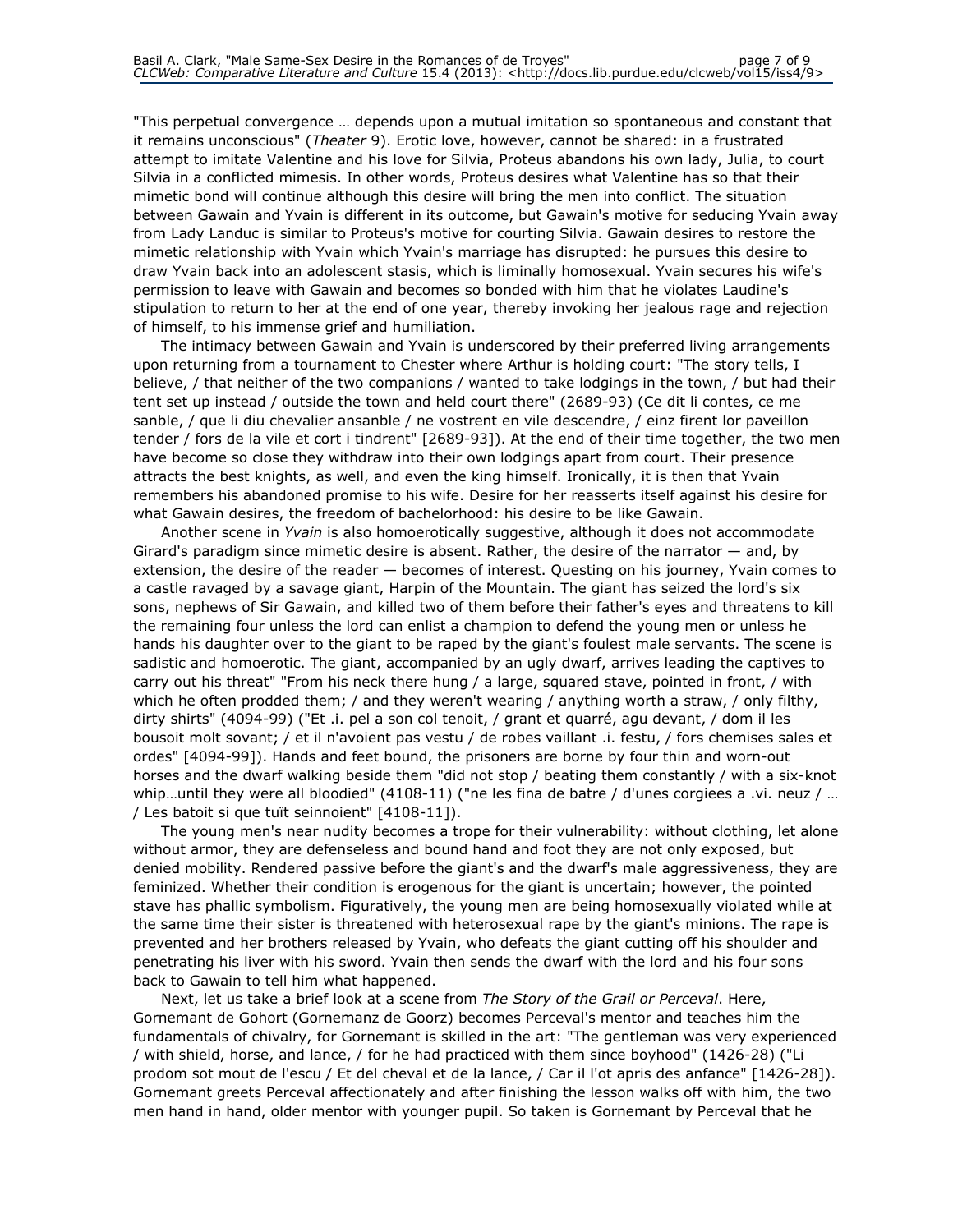"This perpetual convergence … depends upon a mutual imitation so spontaneous and constant that it remains unconscious" (*Theater* 9). Erotic love, however, cannot be shared: in a frustrated attempt to imitate Valentine and his love for Silvia, Proteus abandons his own lady, Julia, to court Silvia in a conflicted mimesis. In other words, Proteus desires what Valentine has so that their mimetic bond will continue although this desire will bring the men into conflict. The situation between Gawain and Yvain is different in its outcome, but Gawain's motive for seducing Yvain away from Lady Landuc is similar to Proteus's motive for courting Silvia. Gawain desires to restore the mimetic relationship with Yvain which Yvain's marriage has disrupted: he pursues this desire to draw Yvain back into an adolescent stasis, which is liminally homosexual. Yvain secures his wife's permission to leave with Gawain and becomes so bonded with him that he violates Laudine's stipulation to return to her at the end of one year, thereby invoking her jealous rage and rejection of himself, to his immense grief and humiliation.

The intimacy between Gawain and Yvain is underscored by their preferred living arrangements upon returning from a tournament to Chester where Arthur is holding court: "The story tells, I believe, / that neither of the two companions / wanted to take lodgings in the town, / but had their tent set up instead / outside the town and held court there" (2689-93) (Ce dit li contes, ce me sanble, / que li diu chevalier ansanble / ne vostrent en vile descendre, / einz firent lor paveillon tender / fors de la vile et cort i tindrent" [2689-93]). At the end of their time together, the two men have become so close they withdraw into their own lodgings apart from court. Their presence attracts the best knights, as well, and even the king himself. Ironically, it is then that Yvain remembers his abandoned promise to his wife. Desire for her reasserts itself against his desire for what Gawain desires, the freedom of bachelorhood: his desire to be like Gawain.

Another scene in *Yvain* is also homoerotically suggestive, although it does not accommodate Girard's paradigm since mimetic desire is absent. Rather, the desire of the narrator — and, by extension, the desire of the reader — becomes of interest. Questing on his journey, Yvain comes to a castle ravaged by a savage giant, Harpin of the Mountain. The giant has seized the lord's six sons, nephews of Sir Gawain, and killed two of them before their father's eyes and threatens to kill the remaining four unless the lord can enlist a champion to defend the young men or unless he hands his daughter over to the giant to be raped by the giant's foulest male servants. The scene is sadistic and homoerotic. The giant, accompanied by an ugly dwarf, arrives leading the captives to carry out his threat" "From his neck there hung / a large, squared stave, pointed in front, / with which he often prodded them; / and they weren't wearing / anything worth a straw, / only filthy, dirty shirts" (4094-99) ("Et .i. pel a son col tenoit, / grant et quarré, agu devant, / dom il les bousoit molt sovant; / et il n'avoient pas vestu / de robes vaillant .i. festu, / fors chemises sales et ordes" [4094-99]). Hands and feet bound, the prisoners are borne by four thin and worn-out horses and the dwarf walking beside them "did not stop / beating them constantly / with a six-knot whip…until they were all bloodied" (4108-11) ("ne les fina de batre / d'unes corgiees a .vi. neuz / … / Les batoit si que tuït seinnoient" [4108-11]).

The young men's near nudity becomes a trope for their vulnerability: without clothing, let alone without armor, they are defenseless and bound hand and foot they are not only exposed, but denied mobility. Rendered passive before the giant's and the dwarf's male aggressiveness, they are feminized. Whether their condition is erogenous for the giant is uncertain; however, the pointed stave has phallic symbolism. Figuratively, the young men are being homosexually violated while at the same time their sister is threatened with heterosexual rape by the giant's minions. The rape is prevented and her brothers released by Yvain, who defeats the giant cutting off his shoulder and penetrating his liver with his sword. Yvain then sends the dwarf with the lord and his four sons back to Gawain to tell him what happened.

Next, let us take a brief look at a scene from *The Story of the Grail or Perceval*. Here, Gornemant de Gohort (Gornemanz de Goorz) becomes Perceval's mentor and teaches him the fundamentals of chivalry, for Gornemant is skilled in the art: "The gentleman was very experienced / with shield, horse, and lance, / for he had practiced with them since boyhood" (1426-28) ("Li prodom sot mout de l'escu / Et del cheval et de la lance, / Car il l'ot apris des anfance" [1426-28]). Gornemant greets Perceval affectionately and after finishing the lesson walks off with him, the two men hand in hand, older mentor with younger pupil. So taken is Gornemant by Perceval that he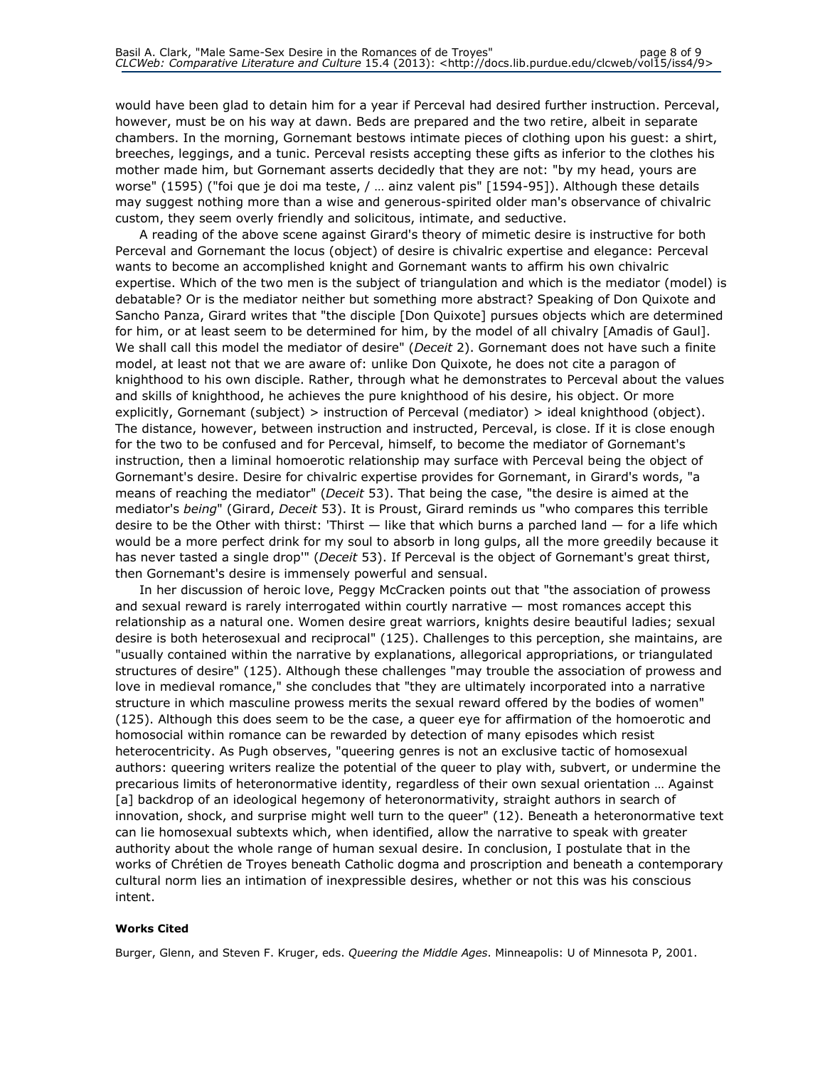would have been glad to detain him for a year if Perceval had desired further instruction. Perceval, however, must be on his way at dawn. Beds are prepared and the two retire, albeit in separate chambers. In the morning, Gornemant bestows intimate pieces of clothing upon his guest: a shirt, breeches, leggings, and a tunic. Perceval resists accepting these gifts as inferior to the clothes his mother made him, but Gornemant asserts decidedly that they are not: "by my head, yours are worse" (1595) ("foi que je doi ma teste, / … ainz valent pis" [1594-95]). Although these details may suggest nothing more than a wise and generous-spirited older man's observance of chivalric custom, they seem overly friendly and solicitous, intimate, and seductive.

A reading of the above scene against Girard's theory of mimetic desire is instructive for both Perceval and Gornemant the locus (object) of desire is chivalric expertise and elegance: Perceval wants to become an accomplished knight and Gornemant wants to affirm his own chivalric expertise. Which of the two men is the subject of triangulation and which is the mediator (model) is debatable? Or is the mediator neither but something more abstract? Speaking of Don Quixote and Sancho Panza, Girard writes that "the disciple [Don Quixote] pursues objects which are determined for him, or at least seem to be determined for him, by the model of all chivalry [Amadis of Gaul]. We shall call this model the mediator of desire" (*Deceit* 2). Gornemant does not have such a finite model, at least not that we are aware of: unlike Don Quixote, he does not cite a paragon of knighthood to his own disciple. Rather, through what he demonstrates to Perceval about the values and skills of knighthood, he achieves the pure knighthood of his desire, his object. Or more explicitly, Gornemant (subject) > instruction of Perceval (mediator) > ideal knighthood (object). The distance, however, between instruction and instructed, Perceval, is close. If it is close enough for the two to be confused and for Perceval, himself, to become the mediator of Gornemant's instruction, then a liminal homoerotic relationship may surface with Perceval being the object of Gornemant's desire. Desire for chivalric expertise provides for Gornemant, in Girard's words, "a means of reaching the mediator" (*Deceit* 53). That being the case, "the desire is aimed at the mediator's *being*" (Girard, *Deceit* 53). It is Proust, Girard reminds us "who compares this terrible desire to be the Other with thirst: 'Thirst — like that which burns a parched land — for a life which would be a more perfect drink for my soul to absorb in long gulps, all the more greedily because it has never tasted a single drop'" (*Deceit* 53). If Perceval is the object of Gornemant's great thirst, then Gornemant's desire is immensely powerful and sensual.

In her discussion of heroic love, Peggy McCracken points out that "the association of prowess and sexual reward is rarely interrogated within courtly narrative — most romances accept this relationship as a natural one. Women desire great warriors, knights desire beautiful ladies; sexual desire is both heterosexual and reciprocal" (125). Challenges to this perception, she maintains, are "usually contained within the narrative by explanations, allegorical appropriations, or triangulated structures of desire" (125). Although these challenges "may trouble the association of prowess and love in medieval romance," she concludes that "they are ultimately incorporated into a narrative structure in which masculine prowess merits the sexual reward offered by the bodies of women" (125). Although this does seem to be the case, a queer eye for affirmation of the homoerotic and homosocial within romance can be rewarded by detection of many episodes which resist heterocentricity. As Pugh observes, "queering genres is not an exclusive tactic of homosexual authors: queering writers realize the potential of the queer to play with, subvert, or undermine the precarious limits of heteronormative identity, regardless of their own sexual orientation … Against [a] backdrop of an ideological hegemony of heteronormativity, straight authors in search of innovation, shock, and surprise might well turn to the queer" (12). Beneath a heteronormative text can lie homosexual subtexts which, when identified, allow the narrative to speak with greater authority about the whole range of human sexual desire. In conclusion, I postulate that in the works of Chrétien de Troyes beneath Catholic dogma and proscription and beneath a contemporary cultural norm lies an intimation of inexpressible desires, whether or not this was his conscious intent.

**Works Cited**

Burger, Glenn, and Steven F. Kruger, eds. *Queering the Middle Ages*. Minneapolis: U of Minnesota P, 2001.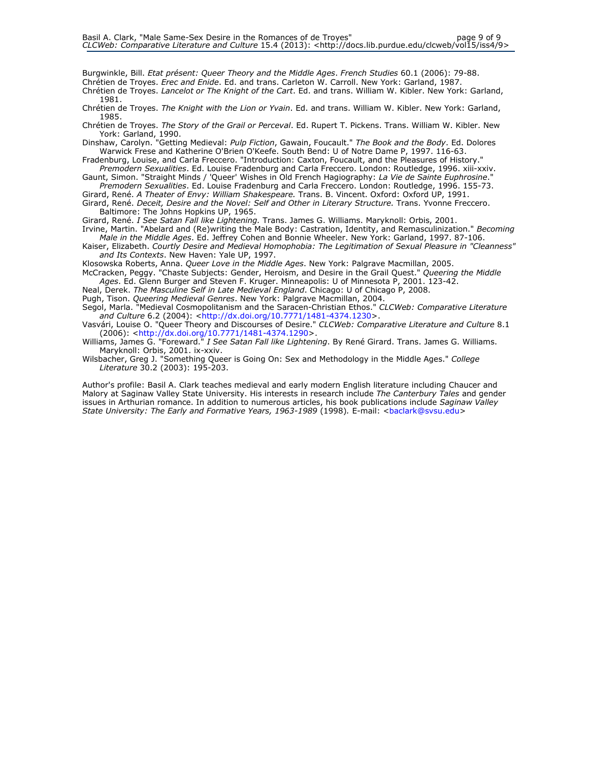Burgwinkle, Bill. *Etat présent: Queer Theory and the Middle Ages*. *French Studies* 60.1 (2006): 79-88.

Chrétien de Troyes. *Erec and Enide*. Ed. and trans. Carleton W. Carroll. New York: Garland, 1987.

Chrétien de Troyes. *Lancelot or The Knight of the Cart*. Ed. and trans. William W. Kibler. New York: Garland, 1981.

Chrétien de Troyes. *The Knight with the Lion or Yvain*. Ed. and trans. William W. Kibler. New York: Garland, 1985.

Chrétien de Troyes. *The Story of the Grail or Perceval*. Ed. Rupert T. Pickens. Trans. William W. Kibler. New York: Garland, 1990.

Dinshaw, Carolyn. "Getting Medieval: *Pulp Fiction*, Gawain, Foucault." *The Book and the Body*. Ed. Dolores Warwick Frese and Katherine O'Brien O'Keefe. South Bend: U of Notre Dame P, 1997. 116-63.

Fradenburg, Louise, and Carla Freccero. "Introduction: Caxton, Foucault, and the Pleasures of History." *Premodern Sexualities*. Ed. Louise Fradenburg and Carla Freccero. London: Routledge, 1996. xiii-xxiv.

Gaunt, Simon. "Straight Minds / 'Queer' Wishes in Old French Hagiography: *La Vie de Sainte Euphrosine*." *Premodern Sexualities*. Ed. Louise Fradenburg and Carla Freccero. London: Routledge, 1996. 155-73.

Girard, René. *A Theater of Envy: William Shakespeare.* Trans. B. Vincent. Oxford: Oxford UP, 1991.

Girard, René. *Deceit, Desire and the Novel: Self and Other in Literary Structure.* Trans. Yvonne Freccero. Baltimore: The Johns Hopkins UP, 1965.

Girard, René. *I See Satan Fall like Lightening.* Trans. James G. Williams. Maryknoll: Orbis, 2001.

Irvine, Martin. "Abelard and (Re)writing the Male Body: Castration, Identity, and Remasculinization." *Becoming Male in the Middle Ages*. Ed. Jeffrey Cohen and Bonnie Wheeler. New York: Garland, 1997. 87-106.

Kaiser, Elizabeth. *Courtly Desire and Medieval Homophobia: The Legitimation of Sexual Pleasure in "Cleanness" and Its Contexts*. New Haven: Yale UP, 1997.

Klosowska Roberts, Anna. *Queer Love in the Middle Ages*. New York: Palgrave Macmillan, 2005.

McCracken, Peggy. "Chaste Subjects: Gender, Heroism, and Desire in the Grail Quest." *Queering the Middle Ages*. Ed. Glenn Burger and Steven F. Kruger. Minneapolis: U of Minnesota P, 2001. 123-42.

Neal, Derek. *The Masculine Self in Late Medieval England*. Chicago: U of Chicago P, 2008.

Pugh, Tison. *Queering Medieval Genres*. New York: Palgrave Macmillan, 2004.

Segol, Marla. "Medieval Cosmopolitanism and the Saracen-Christian Ethos." *CLCWeb: Comparative Literature and Culture* 6.2 (2004): <http://dx.doi.org/10.7771/1481-4374.1230>.

Vasvári, Louise O. "Queer Theory and Discourses of Desire." *CLCWeb: Comparative Literature and Culture* 8.1 (2006): <http://dx.doi.org/10.7771/1481-4374.1290>.

Williams, James G. "Foreward." *I See Satan Fall like Lightening*. By René Girard. Trans. James G. Williams. Maryknoll: Orbis, 2001. ix-xxiv.

Wilsbacher, Greg J. "Something Queer is Going On: Sex and Methodology in the Middle Ages." *College Literature* 30.2 (2003): 195-203.

Author's profile: Basil A. Clark teaches medieval and early modern English literature including Chaucer and Malory at Saginaw Valley State University. His interests in research include *The Canterbury Tales* and gender issues in Arthurian romance. In addition to numerous articles, his book publications include *Saginaw Valley State University: The Early and Formative Years, 1963-1989* (1998). E-mail: <baclark@svsu.edu>